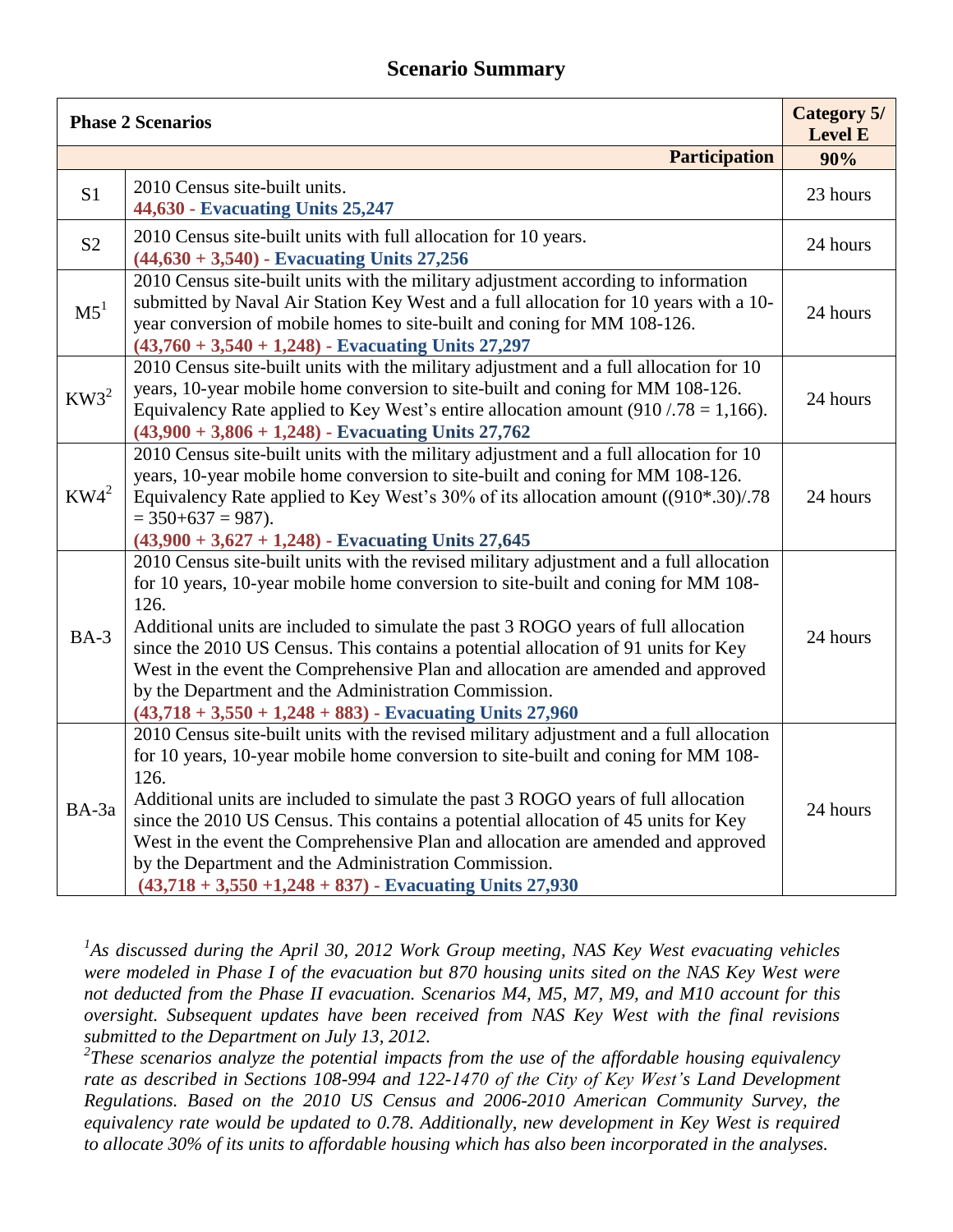# Scenario Summary

| Phase 2 Scenarios | | Category 5/ Level E |
|---|---|---|
| | **Participation** | **90%** |
| S1 | 2010 Census site-built units. **44,630 - Evacuating Units 25,247** | 23 hours |
| S2 | 2010 Census site-built units with full allocation for 10 years. **(44,630 + 3,540) - Evacuating Units 27,256** | 24 hours |
| M5[1] | 2010 Census site-built units with the military adjustment according to information submitted by Naval Air Station Key West and a full allocation for 10 years with a 10-year conversion of mobile homes to site-built and coning for MM 108-126. **(43,760 + 3,540 + 1,248) - Evacuating Units 27,297** | 24 hours |
| KW3[2] | 2010 Census site-built units with the military adjustment and a full allocation for 10 years, 10-year mobile home conversion to site-built and coning for MM 108-126. Equivalency Rate applied to Key West's entire allocation amount (910 /.78 = 1,166). **(43,900 + 3,806 + 1,248) - Evacuating Units 27,762** | 24 hours |
| KW4[2] | 2010 Census site-built units with the military adjustment and a full allocation for 10 years, 10-year mobile home conversion to site-built and coning for MM 108-126. Equivalency Rate applied to Key West's 30% of its allocation amount ((910*.30)/.78 = 350+637 = 987). **(43,900 + 3,627 + 1,248) - Evacuating Units 27,645** | 24 hours |
| BA-3 | 2010 Census site-built units with the revised military adjustment and a full allocation for 10 years, 10-year mobile home conversion to site-built and coning for MM 108-126. Additional units are included to simulate the past 3 ROGO years of full allocation since the 2010 US Census. This contains a potential allocation of 91 units for Key West in the event the Comprehensive Plan and allocation are amended and approved by the Department and the Administration Commission. **(43,718 + 3,550 + 1,248 + 883) - Evacuating Units 27,960** | 24 hours |
| BA-3a | 2010 Census site-built units with the revised military adjustment and a full allocation for 10 years, 10-year mobile home conversion to site-built and coning for MM 108-126. Additional units are included to simulate the past 3 ROGO years of full allocation since the 2010 US Census. This contains a potential allocation of 45 units for Key West in the event the Comprehensive Plan and allocation are amended and approved by the Department and the Administration Commission. **(43,718 + 3,550 +1,248 + 837) - Evacuating Units 27,930** | 24 hours |

*[1]As discussed during the April 30, 2012 Work Group meeting, NAS Key West evacuating vehicles were modeled in Phase I of the evacuation but 870 housing units sited on the NAS Key West were not deducted from the Phase II evacuation. Scenarios M4, M5, M7, M9, and M10 account for this oversight. Subsequent updates have been received from NAS Key West with the final revisions submitted to the Department on July 13, 2012.*

*[2]These scenarios analyze the potential impacts from the use of the affordable housing equivalency rate as described in Sections 108-994 and 122-1470 of the City of Key West's Land Development Regulations. Based on the 2010 US Census and 2006-2010 American Community Survey, the equivalency rate would be updated to 0.78. Additionally, new development in Key West is required to allocate 30% of its units to affordable housing which has also been incorporated in the analyses.*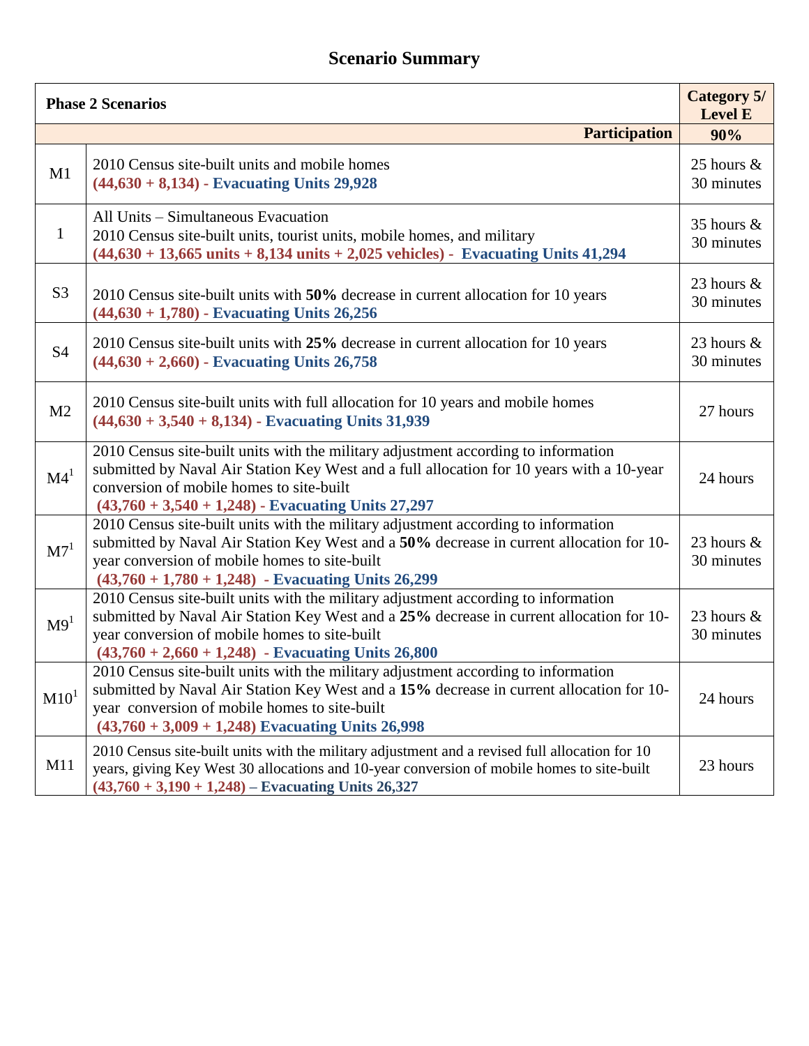# Scenario Summary

| Phase 2 Scenarios | | Category 5/ Level E |
|---|---|---|
| | **Participation** | **90%** |
| M1 | 2010 Census site-built units and mobile homes<br>**(44,630 + 8,134) - Evacuating Units 29,928** | 25 hours & 30 minutes |
| 1 | All Units – Simultaneous Evacuation<br>2010 Census site-built units, tourist units, mobile homes, and military<br>**(44,630 + 13,665 units + 8,134 units + 2,025 vehicles) - Evacuating Units 41,294** | 35 hours & 30 minutes |
| S3 | 2010 Census site-built units with **50%** decrease in current allocation for 10 years<br>**(44,630 + 1,780) - Evacuating Units 26,256** | 23 hours & 30 minutes |
| S4 | 2010 Census site-built units with **25%** decrease in current allocation for 10 years<br>**(44,630 + 2,660) - Evacuating Units 26,758** | 23 hours & 30 minutes |
| M2 | 2010 Census site-built units with full allocation for 10 years and mobile homes<br>**(44,630 + 3,540 + 8,134) - Evacuating Units 31,939** | 27 hours |
| M4[1] | 2010 Census site-built units with the military adjustment according to information submitted by Naval Air Station Key West and a full allocation for 10 years with a 10-year conversion of mobile homes to site-built<br>**(43,760 + 3,540 + 1,248) - Evacuating Units 27,297** | 24 hours |
| M7[1] | 2010 Census site-built units with the military adjustment according to information submitted by Naval Air Station Key West and a **50%** decrease in current allocation for 10-year conversion of mobile homes to site-built<br>**(43,760 + 1,780 + 1,248) - Evacuating Units 26,299** | 23 hours & 30 minutes |
| M9[1] | 2010 Census site-built units with the military adjustment according to information submitted by Naval Air Station Key West and a **25%** decrease in current allocation for 10-year conversion of mobile homes to site-built<br>**(43,760 + 2,660 + 1,248) - Evacuating Units 26,800** | 23 hours & 30 minutes |
| M10[1] | 2010 Census site-built units with the military adjustment according to information submitted by Naval Air Station Key West and a **15%** decrease in current allocation for 10-year conversion of mobile homes to site-built<br>**(43,760 + 3,009 + 1,248) Evacuating Units 26,998** | 24 hours |
| M11 | 2010 Census site-built units with the military adjustment and a revised full allocation for 10 years, giving Key West 30 allocations and 10-year conversion of mobile homes to site-built<br>**(43,760 + 3,190 + 1,248) – Evacuating Units 26,327** | 23 hours |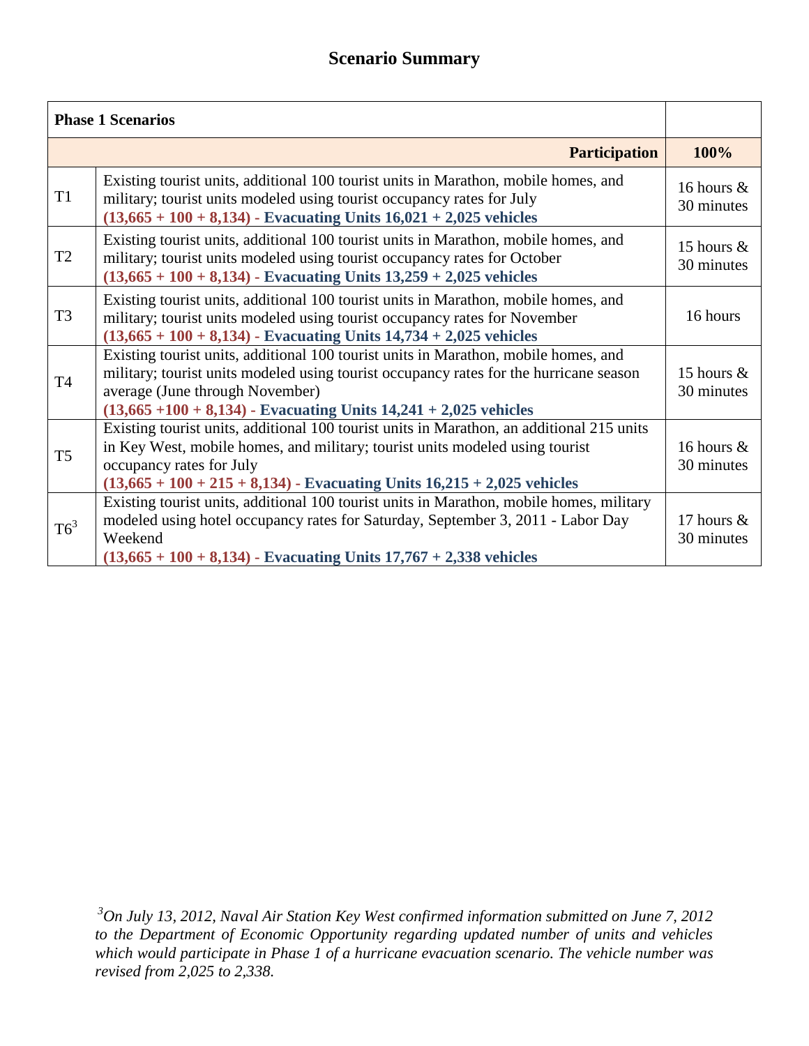# Scenario Summary

| Phase 1 Scenarios | | |
|---|---|---|
| | **Participation** | **100%** |
| T1 | Existing tourist units, additional 100 tourist units in Marathon, mobile homes, and military; tourist units modeled using tourist occupancy rates for July **(13,665 + 100 + 8,134) - Evacuating Units 16,021 + 2,025 vehicles** | 16 hours & 30 minutes |
| T2 | Existing tourist units, additional 100 tourist units in Marathon, mobile homes, and military; tourist units modeled using tourist occupancy rates for October **(13,665 + 100 + 8,134) - Evacuating Units 13,259 + 2,025 vehicles** | 15 hours & 30 minutes |
| T3 | Existing tourist units, additional 100 tourist units in Marathon, mobile homes, and military; tourist units modeled using tourist occupancy rates for November **(13,665 + 100 + 8,134) - Evacuating Units 14,734 + 2,025 vehicles** | 16 hours |
| T4 | Existing tourist units, additional 100 tourist units in Marathon, mobile homes, and military; tourist units modeled using tourist occupancy rates for the hurricane season average (June through November) **(13,665 +100 + 8,134) - Evacuating Units 14,241 + 2,025 vehicles** | 15 hours & 30 minutes |
| T5 | Existing tourist units, additional 100 tourist units in Marathon, an additional 215 units in Key West, mobile homes, and military; tourist units modeled using tourist occupancy rates for July **(13,665 + 100 + 215 + 8,134) - Evacuating Units 16,215 + 2,025 vehicles** | 16 hours & 30 minutes |
| T6[3] | Existing tourist units, additional 100 tourist units in Marathon, mobile homes, military modeled using hotel occupancy rates for Saturday, September 3, 2011 - Labor Day Weekend **(13,665 + 100 + 8,134) - Evacuating Units 17,767 + 2,338 vehicles** | 17 hours & 30 minutes |

*[3]On July 13, 2012, Naval Air Station Key West confirmed information submitted on June 7, 2012 to the Department of Economic Opportunity regarding updated number of units and vehicles which would participate in Phase 1 of a hurricane evacuation scenario. The vehicle number was revised from 2,025 to 2,338.*